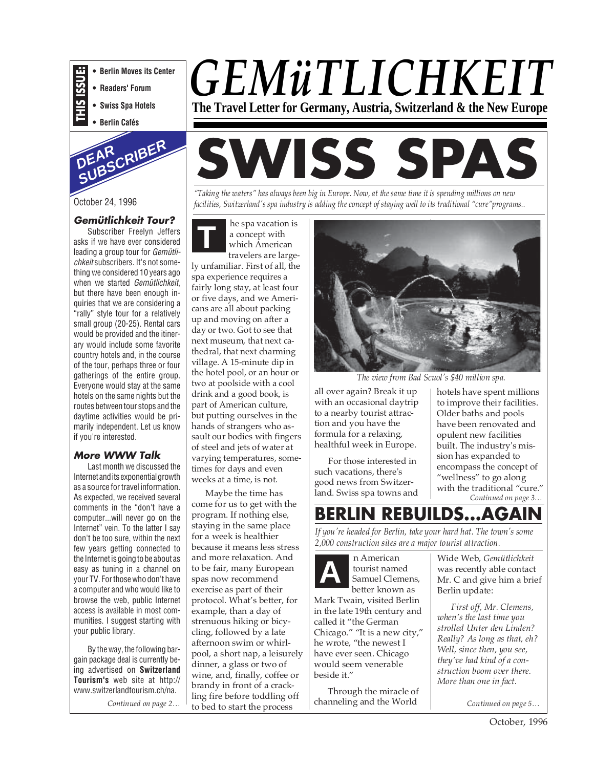**THIS ISSUE:**

- **Berlin Moves its Center**
- **Readers' Forum**
- **Swiss Spa Hotels**
- **Berlin Cafés**

# *GEMüTLICHKEIT*

**The Travel Letter for Germany, Austria, Switzerland & the New Europe**

## DEAR SUBSCRIBER

October 24, 1996

### *Gemütlichkeit Tour?*

Subscriber Freelyn Jeffers asks if we have ever considered leading a group tour for *Gemütlichkeit* subscribers. It's not something we considered 10 years ago when we started *Gemütlichkeit*, but there have been enough inquiries that we are considering a "rally" style tour for a relatively small group (20-25). Rental cars would be provided and the itinerary would include some favorite country hotels and, in the course of the tour, perhaps three or four gatherings of the entire group. Everyone would stay at the same hotels on the same nights but the routes between tour stops and the daytime activities would be primarily independent. Let us know if you're interested.

### *More WWW Talk*

Last month we discussed the Internet and its exponential growth as a source for travel information. As expected, we received several comments in the "don't have a computer...will never go on the Internet" vein. To the latter I say don't be too sure, within the next few years getting connected to the Internet is going to be about as easy as tuning in a channel on your TV. For those who don't have a computer and who would like to browse the web, public Internet access is available in most communities. I suggest starting with your public library.

By the way, the following bargain package deal is currently being advertised on **Switzerland Tourism's** web site at http://www.switzerlandtourism.ch/na.

*Continued on page 2…*

# SWISS SPAS

*"Taking the waters" has always been big in Europe. Now, at the same time it is spending millions on new facilities, Switzerland's spa industry is adding the concept of staying well to its traditional "cure" programs..*

The spa vacation is a concept with which American travelers are largely unfamiliar. First of all, the spa experience requires a fairly long stay, at least four or five days, and we Americans are all about packing up and moving on after a day or two. Got to see that next museum, that next cathedral, that next charming village. A 15-minute dip in the hotel pool, or an hour or two at poolside with a cool drink and a good book, is part of American culture, but putting ourselves in the hands of strangers who assault our bodies with fingers of steel and jets of water at varying temperatures, sometimes for days and even weeks at a time, is not.

Maybe the time has come for us to get with the program. If nothing else, staying in the same place for a week is healthier because it means less stress and more relaxation. And to be fair, many European spas now recommend exercise as part of their protocol. What's better, for example, than a day of strenuous hiking or bicycling, followed by a late afternoon swim or whirlpool, a short nap, a leisurely dinner, a glass or two of wine, and, finally, coffee or brandy in front of a crackling fire before toddling off to bed to start the process all over again? Break it up with an occasional daytrip to a nearby tourist attraction and you have the formula for a relaxing, healthful week in Europe.

*The view from Bad Scuol's $40 million spa.*

For those interested in such vacations, there's good news from Switzerland. Swiss spa towns and hotels have spent millions to improve their facilities. Older baths and pools have been renovated and opulent new facilities built. The industry's mission has expanded to encompass the concept of "wellness" to go along with the traditional "cure."

*Continued on page 3…*

# BERLIN REBUILDS...AGAIN

*If you're headed for Berlin, take your hard hat. The town's some 2,000 construction sites are a major tourist attraction.*

An American tourist named Samuel Clemens, better known as Mark Twain, visited Berlin in the late 19th century and called it "the German Chicago." "It is a new city," he wrote, "the newest I have ever seen. Chicago would seem venerable beside it."

Through the miracle of channeling and the World Wide Web, *Gemütlichkeit* was recently able contact Mr. C and give him a brief Berlin update:

*First off, Mr. Clemens, when's the last time you strolled Unter den Linden? Really? As long as that, eh? Well, since then, you see, they've had kind of a construction boom over there. More than one in fact.*

*Continued on page 5…*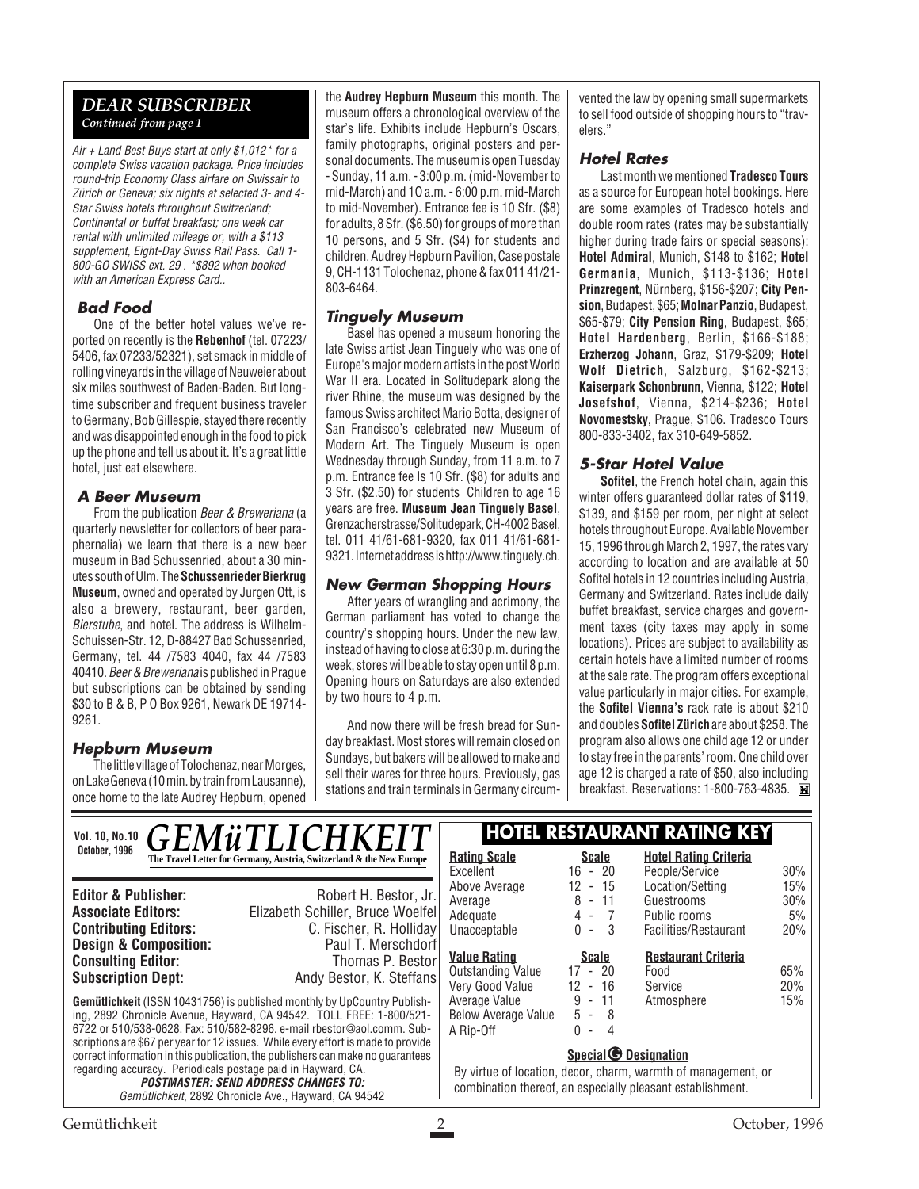## DEAR SUBSCRIBER

*Continued from page 1*

*Air + Land Best Buys start at only $1,012* for a complete Swiss vacation package. Price includes round-trip Economy Class airfare on Swissair to Zürich or Geneva; six nights at selected 3- and 4-Star Swiss hotels throughout Switzerland; Continental or buffet breakfast; one week car rental with unlimited mileage or, with a $113 supplement, Eight-Day Swiss Rail Pass. Call 1-800-GO SWISS ext. 29 . *$892 when booked with an American Express Card..*

### Bad Food

One of the better hotel values we've reported on recently is the **Rebenhof** (tel. 07223/5406, fax 07233/52321), set smack in middle of rolling vineyards in the village of Neuweier about six miles southwest of Baden-Baden. But long-time subscriber and frequent business traveler to Germany, Bob Gillespie, stayed there recently and was disappointed enough in the food to pick up the phone and tell us about it. It's a great little hotel, just eat elsewhere.

### A Beer Museum

From the publication *Beer & Breweriana* (a quarterly newsletter for collectors of beer paraphernalia) we learn that there is a new beer museum in Bad Schussenried, about a 30 minutes south of Ulm. The **Schussenrieder Bierkrug Museum**, owned and operated by Jurgen Ott, is also a brewery, restaurant, beer garden, *Bierstube*, and hotel. The address is Wilhelm-Schuissen-Str. 12, D-88427 Bad Schussenried, Germany, tel. 44 /7583 4040, fax 44 /7583 40410. *Beer & Breweriana* is published in Prague but subscriptions can be obtained by sending $30 to B & B, P O Box 9261, Newark DE 19714-9261.

### Hepburn Museum

The little village of Tolochenaz, near Morges, on Lake Geneva (10 min. by train from Lausanne), once home to the late Audrey Hepburn, opened the **Audrey Hepburn Museum** this month. The museum offers a chronological overview of the star's life. Exhibits include Hepburn's Oscars, family photographs, original posters and personal documents. The museum is open Tuesday - Sunday, 11 a.m. - 3:00 p.m. (mid-November to mid-March) and 10 a.m. - 6:00 p.m. mid-March to mid-November). Entrance fee is 10 Sfr. ($8) for adults, 8 Sfr. ($6.50) for groups of more than 10 persons, and 5 Sfr. ($4) for students and children. Audrey Hepburn Pavilion, Case postale 9, CH-1131 Tolochenaz, phone & fax 011 41/21-803-6464.

### Tinguely Museum

Basel has opened a museum honoring the late Swiss artist Jean Tinguely who was one of Europe's major modern artists in the post World War II era. Located in Solitudepark along the river Rhine, the museum was designed by the famous Swiss architect Mario Botta, designer of San Francisco's celebrated new Museum of Modern Art. The Tinguely Museum is open Wednesday through Sunday, from 11 a.m. to 7 p.m. Entrance fee Is 10 Sfr. ($8) for adults and 3 Sfr. ($2.50) for students Children to age 16 years are free. **Museum Jean Tinguely Basel**, Grenzacherstrasse/Solitudepark, CH-4002 Basel, tel. 011 41/61-681-9320, fax 011 41/61-681-9321. Internet address is http://www.tinguely.ch.

### New German Shopping Hours

After years of wrangling and acrimony, the German parliament has voted to change the country's shopping hours. Under the new law, instead of having to close at 6:30 p.m. during the week, stores will be able to stay open until 8 p.m. Opening hours on Saturdays are also extended by two hours to 4 p.m.

And now there will be fresh bread for Sunday breakfast. Most stores will remain closed on Sundays, but bakers will be allowed to make and sell their wares for three hours. Previously, gas stations and train terminals in Germany circumvented the law by opening small supermarkets to sell food outside of shopping hours to "travelers."

### Hotel Rates

Last month we mentioned **Tradesco Tours** as a source for European hotel bookings. Here are some examples of Tradesco hotels and double room rates (rates may be substantially higher during trade fairs or special seasons): **Hotel Admiral**, Munich, $148 to $162; **Hotel Germania**, Munich, $113-$136; **Hotel Prinzregent**, Nürnberg, $156-$207; **City Pension**, Budapest, $65; **Molnar Panzio**, Budapest, $65-$79; **City Pension Ring**, Budapest, $65; **Hotel Hardenberg**, Berlin, $166-$188; **Erzherzog Johann**, Graz, $179-$209; **Hotel Wolf Dietrich**, Salzburg, $162-$213; **Kaiserpark Schonbrunn**, Vienna, $122; **Hotel Josefshof**, Vienna, $214-$236; **Hotel Novomestsky**, Prague, $106. Tradesco Tours 800-833-3402, fax 310-649-5852.

### 5-Star Hotel Value

**Sofitel**, the French hotel chain, again this winter offers guaranteed dollar rates of $119, $139, and $159 per room, per night at select hotels throughout Europe. Available November 15, 1996 through March 2, 1997, the rates vary according to location and are available at 50 Sofitel hotels in 12 countries including Austria, Germany and Switzerland. Rates include daily buffet breakfast, service charges and government taxes (city taxes may apply in some locations). Prices are subject to availability as certain hotels have a limited number of rooms at the sale rate. The program offers exceptional value particularly in major cities. For example, the **Sofitel Vienna's** rack rate is about $210 and doubles **Sofitel Zürich** are about $258. The program also allows one child age 12 or under to stay free in the parents' room. One child over age 12 is charged a rate of $50, also including breakfast. Reservations: 1-800-763-4835.

---

**Vol. 10, No.10 October, 1996**

# GEMüTLICHKEIT

**The Travel Letter for Germany, Austria, Switzerland & the New Europe**

| | |
|---|---|
| **Editor & Publisher:** | Robert H. Bestor, Jr. |
| **Associate Editors:** | Elizabeth Schiller, Bruce Woelfel |
| **Contributing Editors:** | C. Fischer, R. Holliday |
| **Design & Composition:** | Paul T. Merschdorf |
| **Consulting Editor:** | Thomas P. Bestor |
| **Subscription Dept:** | Andy Bestor, K. Steffans |

**Gemütlichkeit** (ISSN 10431756) is published monthly by UpCountry Publishing, 2892 Chronicle Avenue, Hayward, CA 94542. TOLL FREE: 1-800/521-6722 or 510/538-0628. Fax: 510/582-8296. e-mail rbestor@aol.comm. Subscriptions are $67 per year for 12 issues. While every effort is made to provide correct information in this publication, the publishers can make no guarantees regarding accuracy. Periodicals postage paid in Hayward, CA.

***POSTMASTER: SEND ADDRESS CHANGES TO:***
*Gemütlichkeit*, 2892 Chronicle Ave., Hayward, CA 94542

## HOTEL RESTAURANT RATING KEY

| Rating Scale | Scale | Hotel Rating Criteria | |
|---|---|---|---|
| Excellent | 16 - 20 | People/Service | 30% |
| Above Average | 12 - 15 | Location/Setting | 15% |
| Average | 8 - 11 | Guestrooms | 30% |
| Adequate | 4 - 7 | Public rooms | 5% |
| Unacceptable | 0 - 3 | Facilities/Restaurant | 20% |

| Value Rating | Scale | Restaurant Criteria | |
|---|---|---|---|
| Outstanding Value | 17 - 20 | Food | 65% |
| Very Good Value | 12 - 16 | Service | 20% |
| Average Value | 9 - 11 | Atmosphere | 15% |
| Below Average Value | 5 - 8 | | |
| A Rip-Off | 0 - 4 | | |

**Special G Designation**

By virtue of location, decor, charm, warmth of management, or combination thereof, an especially pleasant establishment.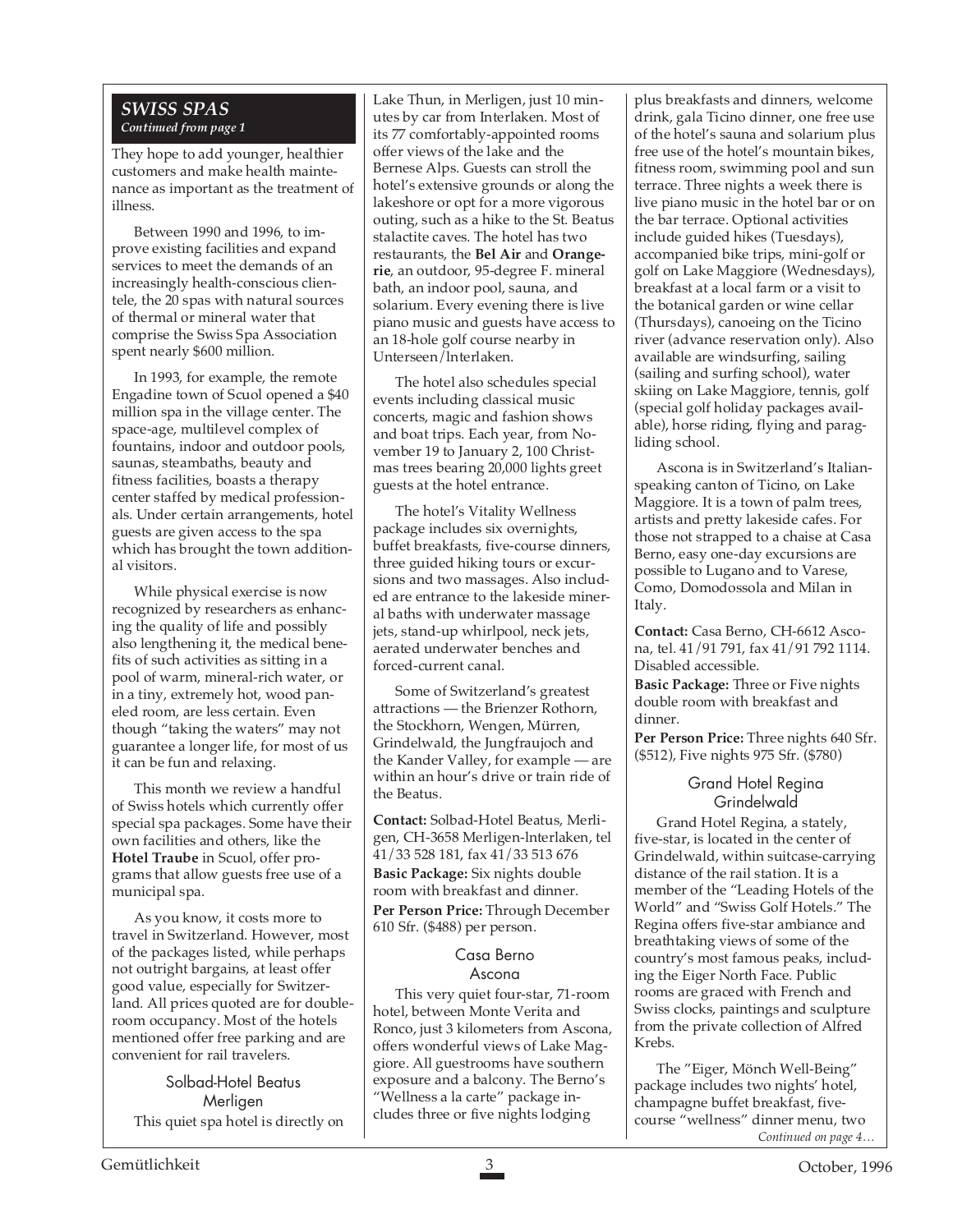## *SWISS SPAS*

*Continued from page 1*

They hope to add younger, healthier customers and make health maintenance as important as the treatment of illness.

Between 1990 and 1996, to improve existing facilities and expand services to meet the demands of an increasingly health-conscious clientele, the 20 spas with natural sources of thermal or mineral water that comprise the Swiss Spa Association spent nearly $600 million.

In 1993, for example, the remote Engadine town of Scuol opened a $40 million spa in the village center. The space-age, multilevel complex of fountains, indoor and outdoor pools, saunas, steambaths, beauty and fitness facilities, boasts a therapy center staffed by medical professionals. Under certain arrangements, hotel guests are given access to the spa which has brought the town additional visitors.

While physical exercise is now recognized by researchers as enhancing the quality of life and possibly also lengthening it, the medical benefits of such activities as sitting in a pool of warm, mineral-rich water, or in a tiny, extremely hot, wood paneled room, are less certain. Even though “taking the waters” may not guarantee a longer life, for most of us it can be fun and relaxing.

This month we review a handful of Swiss hotels which currently offer special spa packages. Some have their own facilities and others, like the **Hotel Traube** in Scuol, offer programs that allow guests free use of a municipal spa.

As you know, it costs more to travel in Switzerland. However, most of the packages listed, while perhaps not outright bargains, at least offer good value, especially for Switzerland. All prices quoted are for double-room occupancy. Most of the hotels mentioned offer free parking and are convenient for rail travelers.

### Solbad-Hotel Beatus
### Merligen

This quiet spa hotel is directly on Lake Thun, in Merligen, just 10 minutes by car from Interlaken. Most of its 77 comfortably-appointed rooms offer views of the lake and the Bernese Alps. Guests can stroll the hotel’s extensive grounds or along the lakeshore or opt for a more vigorous outing, such as a hike to the St. Beatus stalactite caves. The hotel has two restaurants, the **Bel Air** and **Orangerie**, an outdoor, 95-degree F. mineral bath, an indoor pool, sauna, and solarium. Every evening there is live piano music and guests have access to an 18-hole golf course nearby in Unterseen/Interlaken.

The hotel also schedules special events including classical music concerts, magic and fashion shows and boat trips. Each year, from November 19 to January 2, 100 Christmas trees bearing 20,000 lights greet guests at the hotel entrance.

The hotel’s Vitality Wellness package includes six overnights, buffet breakfasts, five-course dinners, three guided hiking tours or excursions and two massages. Also included are entrance to the lakeside mineral baths with underwater massage jets, stand-up whirlpool, neck jets, aerated underwater benches and forced-current canal.

Some of Switzerland’s greatest attractions — the Brienzer Rothorn, the Stockhorn, Wengen, Mürren, Grindelwald, the Jungfraujoch and the Kander Valley, for example — are within an hour’s drive or train ride of the Beatus.

**Contact:** Solbad-Hotel Beatus, Merligen, CH-3658 Merligen-Interlaken, tel 41/33 528 181, fax 41/33 513 676

**Basic Package:** Six nights double room with breakfast and dinner.

**Per Person Price:** Through December 610 Sfr. ($488) per person.

### Casa Berno
### Ascona

This very quiet four-star, 71-room hotel, between Monte Verita and Ronco, just 3 kilometers from Ascona, offers wonderful views of Lake Maggiore. All guestrooms have southern exposure and a balcony. The Berno’s “Wellness a la carte” package includes three or five nights lodging plus breakfasts and dinners, welcome drink, gala Ticino dinner, one free use of the hotel’s sauna and solarium plus free use of the hotel’s mountain bikes, fitness room, swimming pool and sun terrace. Three nights a week there is live piano music in the hotel bar or on the bar terrace. Optional activities include guided hikes (Tuesdays), accompanied bike trips, mini-golf or golf on Lake Maggiore (Wednesdays), breakfast at a local farm or a visit to the botanical garden or wine cellar (Thursdays), canoeing on the Ticino river (advance reservation only). Also available are windsurfing, sailing (sailing and surfing school), water skiing on Lake Maggiore, tennis, golf (special golf holiday packages available), horse riding, flying and paragliding school.

Ascona is in Switzerland’s Italian-speaking canton of Ticino, on Lake Maggiore. It is a town of palm trees, artists and pretty lakeside cafes. For those not strapped to a chaise at Casa Berno, easy one-day excursions are possible to Lugano and to Varese, Como, Domodossola and Milan in Italy.

**Contact:** Casa Berno, CH-6612 Ascona, tel. 41/91 791, fax 41/91 792 1114. Disabled accessible.

**Basic Package:** Three or Five nights double room with breakfast and dinner.

**Per Person Price:** Three nights 640 Sfr. ($512), Five nights 975 Sfr. ($780)

### Grand Hotel Regina
### Grindelwald

Grand Hotel Regina, a stately, five-star, is located in the center of Grindelwald, within suitcase-carrying distance of the rail station. It is a member of the “Leading Hotels of the World” and “Swiss Golf Hotels.” The Regina offers five-star ambiance and breathtaking views of some of the country’s most famous peaks, including the Eiger North Face. Public rooms are graced with French and Swiss clocks, paintings and sculpture from the private collection of Alfred Krebs.

The ”Eiger, Mönch Well-Being” package includes two nights’ hotel, champagne buffet breakfast, five-course “wellness” dinner menu, two

*Continued on page 4…*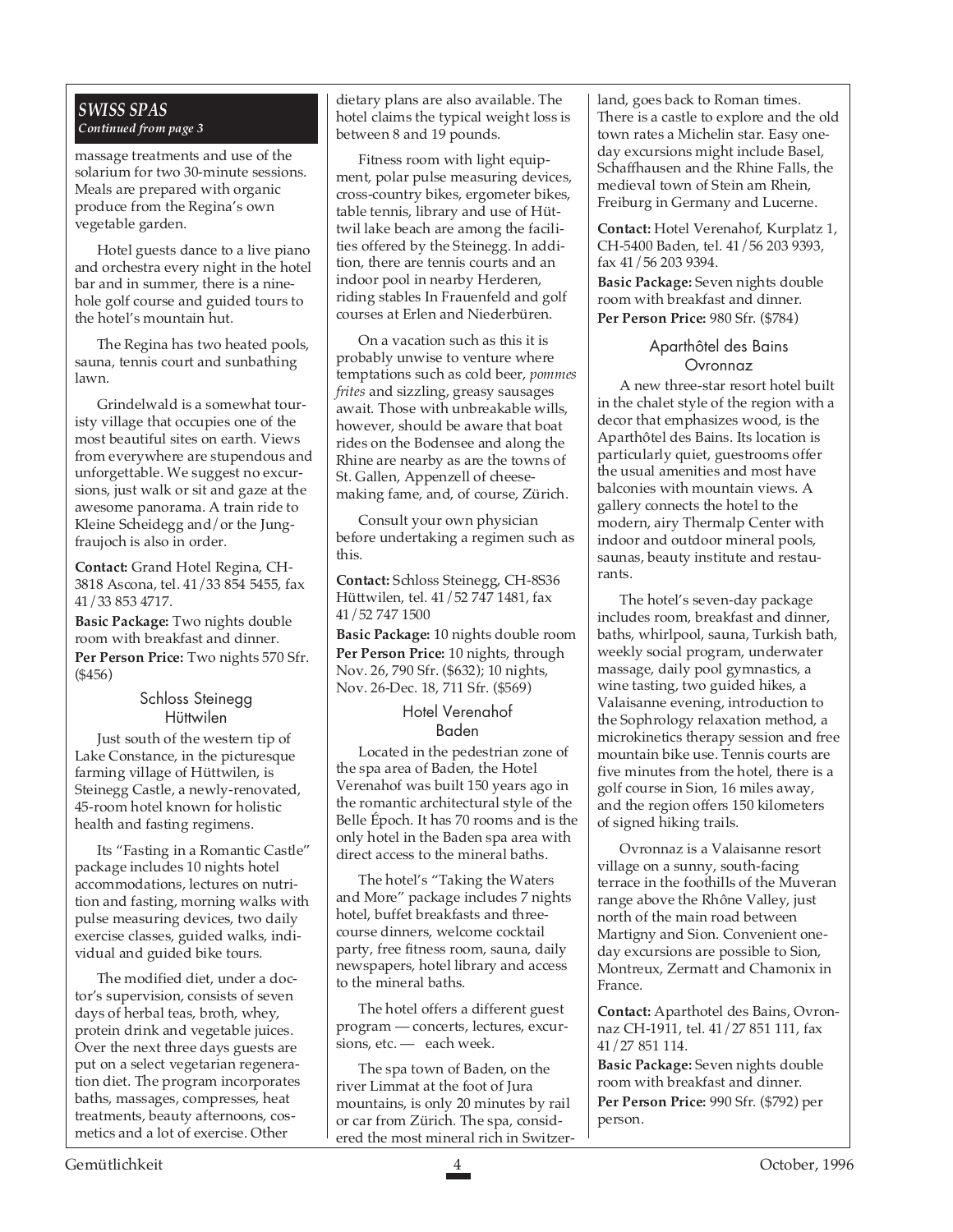***SWISS SPAS***
***Continued from page 3***

massage treatments and use of the solarium for two 30-minute sessions. Meals are prepared with organic produce from the Regina's own vegetable garden.

Hotel guests dance to a live piano and orchestra every night in the hotel bar and in summer, there is a nine-hole golf course and guided tours to the hotel's mountain hut.

The Regina has two heated pools, sauna, tennis court and sunbathing lawn.

Grindelwald is a somewhat touristy village that occupies one of the most beautiful sites on earth. Views from everywhere are stupendous and unforgettable. We suggest no excursions, just walk or sit and gaze at the awesome panorama. A train ride to Kleine Scheidegg and/or the Jungfraujoch is also in order.

**Contact:** Grand Hotel Regina, CH-3818 Ascona, tel. 41/33 854 5455, fax 41/33 853 4717.

**Basic Package:** Two nights double room with breakfast and dinner.

**Per Person Price:** Two nights 570 Sfr. ($456)

### Schloss Steinegg
### Hüttwilen

Just south of the western tip of Lake Constance, in the picturesque farming village of Hüttwilen, is Steinegg Castle, a newly-renovated, 45-room hotel known for holistic health and fasting regimens.

Its "Fasting in a Romantic Castle" package includes 10 nights hotel accommodations, lectures on nutrition and fasting, morning walks with pulse measuring devices, two daily exercise classes, guided walks, individual and guided bike tours.

The modified diet, under a doctor's supervision, consists of seven days of herbal teas, broth, whey, protein drink and vegetable juices. Over the next three days guests are put on a select vegetarian regeneration diet. The program incorporates baths, massages, compresses, heat treatments, beauty afternoons, cosmetics and a lot of exercise. Other dietary plans are also available. The hotel claims the typical weight loss is between 8 and 19 pounds.

Fitness room with light equipment, polar pulse measuring devices, cross-country bikes, ergometer bikes, table tennis, library and use of Hüttwil lake beach are among the facilities offered by the Steinegg. In addition, there are tennis courts and an indoor pool in nearby Herderen, riding stables In Frauenfeld and golf courses at Erlen and Niederbüren.

On a vacation such as this it is probably unwise to venture where temptations such as cold beer, *pommes frites* and sizzling, greasy sausages await. Those with unbreakable wills, however, should be aware that boat rides on the Bodensee and along the Rhine are nearby as are the towns of St. Gallen, Appenzell of cheese-making fame, and, of course, Zürich.

Consult your own physician before undertaking a regimen such as this.

**Contact:** Schloss Steinegg, CH-8S36 Hüttwilen, tel. 41/52 747 1481, fax 41/52 747 1500

**Basic Package:** 10 nights double room

**Per Person Price:** 10 nights, through Nov. 26, 790 Sfr. ($632); 10 nights, Nov. 26-Dec. 18, 711 Sfr. ($569)

### Hotel Verenahof
### Baden

Located in the pedestrian zone of the spa area of Baden, the Hotel Verenahof was built 150 years ago in the romantic architectural style of the Belle Époch. It has 70 rooms and is the only hotel in the Baden spa area with direct access to the mineral baths.

The hotel's "Taking the Waters and More" package includes 7 nights hotel, buffet breakfasts and three-course dinners, welcome cocktail party, free fitness room, sauna, daily newspapers, hotel library and access to the mineral baths.

The hotel offers a different guest program — concerts, lectures, excursions, etc. — each week.

The spa town of Baden, on the river Limmat at the foot of Jura mountains, is only 20 minutes by rail or car from Zürich. The spa, considered the most mineral rich in Switzerland, goes back to Roman times. There is a castle to explore and the old town rates a Michelin star. Easy one-day excursions might include Basel, Schaffhausen and the Rhine Falls, the medieval town of Stein am Rhein, Freiburg in Germany and Lucerne.

**Contact:** Hotel Verenahof, Kurplatz 1, CH-5400 Baden, tel. 41/56 203 9393, fax 41/56 203 9394.

**Basic Package:** Seven nights double room with breakfast and dinner.

**Per Person Price:** 980 Sfr. ($784)

### Aparthôtel des Bains
### Ovronnaz

A new three-star resort hotel built in the chalet style of the region with a decor that emphasizes wood, is the Aparthôtel des Bains. Its location is particularly quiet, guestrooms offer the usual amenities and most have balconies with mountain views. A gallery connects the hotel to the modern, airy Thermalp Center with indoor and outdoor mineral pools, saunas, beauty institute and restaurants.

The hotel's seven-day package includes room, breakfast and dinner, baths, whirlpool, sauna, Turkish bath, weekly social program, underwater massage, daily pool gymnastics, a wine tasting, two guided hikes, a Valaisanne evening, introduction to the Sophrology relaxation method, a microkinetics therapy session and free mountain bike use. Tennis courts are five minutes from the hotel, there is a golf course in Sion, 16 miles away, and the region offers 150 kilometers of signed hiking trails.

Ovronnaz is a Valaisanne resort village on a sunny, south-facing terrace in the foothills of the Muveran range above the Rhône Valley, just north of the main road between Martigny and Sion. Convenient one-day excursions are possible to Sion, Montreux, Zermatt and Chamonix in France.

**Contact:** Aparthotel des Bains, Ovronnaz CH-1911, tel. 41/27 851 111, fax 41/27 851 114.

**Basic Package:** Seven nights double room with breakfast and dinner.

**Per Person Price:** 990 Sfr. ($792) per person.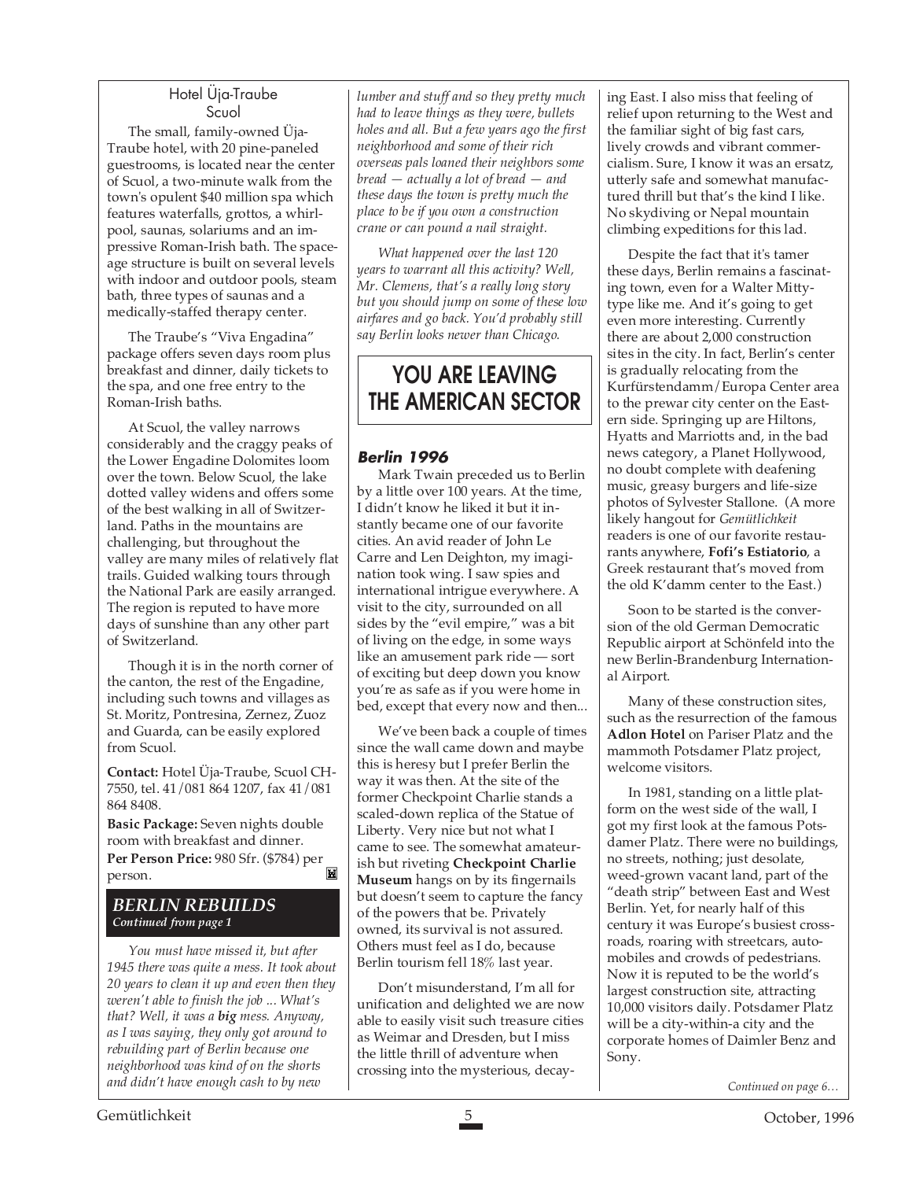### Hotel Üja-Traube
### Scuol

The small, family-owned Üja-Traube hotel, with 20 pine-paneled guestrooms, is located near the center of Scuol, a two-minute walk from the town's opulent $40 million spa which features waterfalls, grottos, a whirlpool, saunas, solariums and an impressive Roman-Irish bath. The space-age structure is built on several levels with indoor and outdoor pools, steam bath, three types of saunas and a medically-staffed therapy center.

The Traube's "Viva Engadina" package offers seven days room plus breakfast and dinner, daily tickets to the spa, and one free entry to the Roman-Irish baths.

At Scuol, the valley narrows considerably and the craggy peaks of the Lower Engadine Dolomites loom over the town. Below Scuol, the lake dotted valley widens and offers some of the best walking in all of Switzerland. Paths in the mountains are challenging, but throughout the valley are many miles of relatively flat trails. Guided walking tours through the National Park are easily arranged. The region is reputed to have more days of sunshine than any other part of Switzerland.

Though it is in the north corner of the canton, the rest of the Engadine, including such towns and villages as St. Moritz, Pontresina, Zernez, Zuoz and Guarda, can be easily explored from Scuol.

**Contact:** Hotel Üja-Traube, Scuol CH-7550, tel. 41/081 864 1207, fax 41/081 864 8408.

**Basic Package:** Seven nights double room with breakfast and dinner.

**Per Person Price:** 980 Sfr. ($784) per person.

## BERLIN REBUILDS
*Continued from page 1*

*You must have missed it, but after 1945 there was quite a mess. It took about 20 years to clean it up and even then they weren't able to finish the job ... What's that? Well, it was a **big** mess. Anyway, as I was saying, they only got around to rebuilding part of Berlin because one neighborhood was kind of on the shorts and didn't have enough cash to by new lumber and stuff and so they pretty much had to leave things as they were, bullets holes and all. But a few years ago the first neighborhood and some of their rich overseas pals loaned their neighbors some bread — actually a lot of bread — and these days the town is pretty much the place to be if you own a construction crane or can pound a nail straight.*

*What happened over the last 120 years to warrant all this activity? Well, Mr. Clemens, that's a really long story but you should jump on some of these low airfares and go back. You'd probably still say Berlin looks newer than Chicago.*

## YOU ARE LEAVING THE AMERICAN SECTOR

### Berlin 1996

Mark Twain preceded us to Berlin by a little over 100 years. At the time, I didn't know he liked it but it instantly became one of our favorite cities. An avid reader of John Le Carre and Len Deighton, my imagination took wing. I saw spies and international intrigue everywhere. A visit to the city, surrounded on all sides by the "evil empire," was a bit of living on the edge, in some ways like an amusement park ride — sort of exciting but deep down you know you're as safe as if you were home in bed, except that every now and then...

We've been back a couple of times since the wall came down and maybe this is heresy but I prefer Berlin the way it was then. At the site of the former Checkpoint Charlie stands a scaled-down replica of the Statue of Liberty. Very nice but not what I came to see. The somewhat amateurish but riveting **Checkpoint Charlie Museum** hangs on by its fingernails but doesn't seem to capture the fancy of the powers that be. Privately owned, its survival is not assured. Others must feel as I do, because Berlin tourism fell 18% last year.

Don't misunderstand, I'm all for unification and delighted we are now able to easily visit such treasure cities as Weimar and Dresden, but I miss the little thrill of adventure when crossing into the mysterious, decaying East. I also miss that feeling of relief upon returning to the West and the familiar sight of big fast cars, lively crowds and vibrant commercialism. Sure, I know it was an ersatz, utterly safe and somewhat manufactured thrill but that's the kind I like. No skydiving or Nepal mountain climbing expeditions for this lad.

Despite the fact that it's tamer these days, Berlin remains a fascinating town, even for a Walter Mitty-type like me. And it's going to get even more interesting. Currently there are about 2,000 construction sites in the city. In fact, Berlin's center is gradually relocating from the Kurfürstendamm/Europa Center area to the prewar city center on the Eastern side. Springing up are Hiltons, Hyatts and Marriotts and, in the bad news category, a Planet Hollywood, no doubt complete with deafening music, greasy burgers and life-size photos of Sylvester Stallone. (A more likely hangout for *Gemütlichkeit* readers is one of our favorite restaurants anywhere, **Fofi's Estiatorio**, a Greek restaurant that's moved from the old K'damm center to the East.)

Soon to be started is the conversion of the old German Democratic Republic airport at Schönfeld into the new Berlin-Brandenburg International Airport.

Many of these construction sites, such as the resurrection of the famous **Adlon Hotel** on Pariser Platz and the mammoth Potsdamer Platz project, welcome visitors.

In 1981, standing on a little platform on the west side of the wall, I got my first look at the famous Potsdamer Platz. There were no buildings, no streets, nothing; just desolate, weed-grown vacant land, part of the "death strip" between East and West Berlin. Yet, for nearly half of this century it was Europe's busiest crossroads, roaring with streetcars, automobiles and crowds of pedestrians. Now it is reputed to be the world's largest construction site, attracting 10,000 visitors daily. Potsdamer Platz will be a city-within-a city and the corporate homes of Daimler Benz and Sony.

*Continued on page 6…*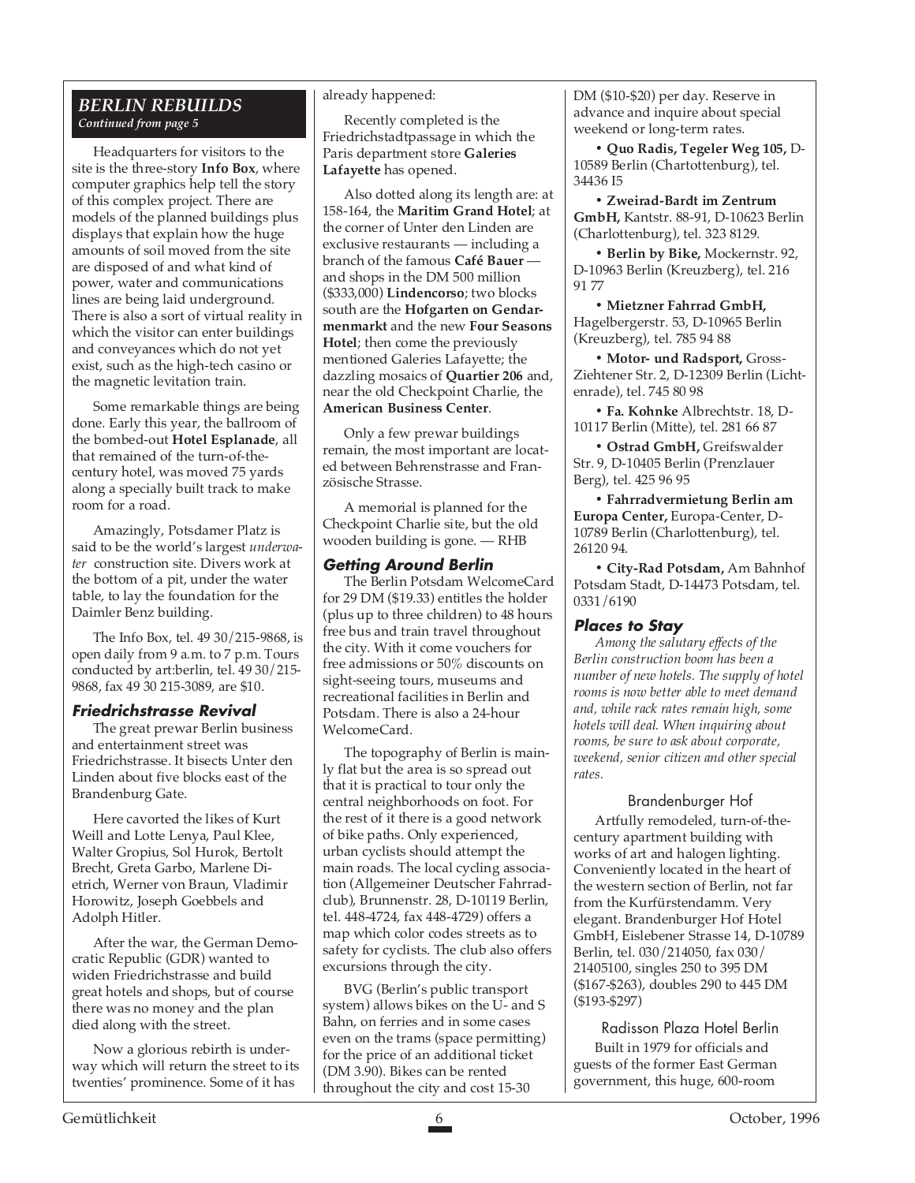## BERLIN REBUILDS

*Continued from page 5*

Headquarters for visitors to the site is the three-story **Info Box**, where computer graphics help tell the story of this complex project. There are models of the planned buildings plus displays that explain how the huge amounts of soil moved from the site are disposed of and what kind of power, water and communications lines are being laid underground. There is also a sort of virtual reality in which the visitor can enter buildings and conveyances which do not yet exist, such as the high-tech casino or the magnetic levitation train.

Some remarkable things are being done. Early this year, the ballroom of the bombed-out **Hotel Esplanade**, all that remained of the turn-of-the-century hotel, was moved 75 yards along a specially built track to make room for a road.

Amazingly, Potsdamer Platz is said to be the world's largest *underwater* construction site. Divers work at the bottom of a pit, under the water table, to lay the foundation for the Daimler Benz building.

The Info Box, tel. 49 30/215-9868, is open daily from 9 a.m. to 7 p.m. Tours conducted by art:berlin, tel. 49 30/215-9868, fax 49 30 215-3089, are $10.

### Friedrichstrasse Revival

The great prewar Berlin business and entertainment street was Friedrichstrasse. It bisects Unter den Linden about five blocks east of the Brandenburg Gate.

Here cavorted the likes of Kurt Weill and Lotte Lenya, Paul Klee, Walter Gropius, Sol Hurok, Bertolt Brecht, Greta Garbo, Marlene Dietrich, Werner von Braun, Vladimir Horowitz, Joseph Goebbels and Adolph Hitler.

After the war, the German Democratic Republic (GDR) wanted to widen Friedrichstrasse and build great hotels and shops, but of course there was no money and the plan died along with the street.

Now a glorious rebirth is underway which will return the street to its twenties' prominence. Some of it has already happened:

Recently completed is the Friedrichstadtpassage in which the Paris department store **Galeries Lafayette** has opened.

Also dotted along its length are: at 158-164, the **Maritim Grand Hotel**; at the corner of Unter den Linden are exclusive restaurants — including a branch of the famous **Café Bauer** — and shops in the DM 500 million ($333,000) **Lindencorso**; two blocks south are the **Hofgarten on Gendarmenmarkt** and the new **Four Seasons Hotel**; then come the previously mentioned Galeries Lafayette; the dazzling mosaics of **Quartier 206** and, near the old Checkpoint Charlie, the **American Business Center**.

Only a few prewar buildings remain, the most important are located between Behrenstrasse and Französische Strasse.

A memorial is planned for the Checkpoint Charlie site, but the old wooden building is gone. — RHB

### Getting Around Berlin

The Berlin Potsdam WelcomeCard for 29 DM ($19.33) entitles the holder (plus up to three children) to 48 hours free bus and train travel throughout the city. With it come vouchers for free admissions or 50% discounts on sight-seeing tours, museums and recreational facilities in Berlin and Potsdam. There is also a 24-hour WelcomeCard.

The topography of Berlin is mainly flat but the area is so spread out that it is practical to tour only the central neighborhoods on foot. For the rest of it there is a good network of bike paths. Only experienced, urban cyclists should attempt the main roads. The local cycling association (Allgemeiner Deutscher Fahrradclub), Brunnenstr. 28, D-10119 Berlin, tel. 448-4724, fax 448-4729) offers a map which color codes streets as to safety for cyclists. The club also offers excursions through the city.

BVG (Berlin's public transport system) allows bikes on the U- and S Bahn, on ferries and in some cases even on the trams (space permitting) for the price of an additional ticket (DM 3.90). Bikes can be rented throughout the city and cost 15-30 DM ($10-$20) per day. Reserve in advance and inquire about special weekend or long-term rates.

- **Quo Radis, Tegeler Weg 105,** D-10589 Berlin (Chartottenburg), tel. 34436 I5
- **Zweirad-Bardt im Zentrum GmbH,** Kantstr. 88-91, D-10623 Berlin (Charlottenburg), tel. 323 8129.
- **Berlin by Bike,** Mockernstr. 92, D-10963 Berlin (Kreuzberg), tel. 216 91 77
- **Mietzner Fahrrad GmbH,** Hagelbergerstr. 53, D-10965 Berlin (Kreuzberg), tel. 785 94 88
- **Motor- und Radsport,** Gross-Ziehtener Str. 2, D-12309 Berlin (Lichtenrade), tel. 745 80 98
- **Fa. Kohnke** Albrechtstr. 18, D-10117 Berlin (Mitte), tel. 281 66 87
- **Ostrad GmbH,** Greifswalder Str. 9, D-10405 Berlin (Prenzlauer Berg), tel. 425 96 95
- **Fahrradvermietung Berlin am Europa Center,** Europa-Center, D-10789 Berlin (Charlottenburg), tel. 26120 94.
- **City-Rad Potsdam,** Am Bahnhof Potsdam Stadt, D-14473 Potsdam, tel. 0331/6190

### Places to Stay

*Among the salutary effects of the Berlin construction boom has been a number of new hotels. The supply of hotel rooms is now better able to meet demand and, while rack rates remain high, some hotels will deal. When inquiring about rooms, be sure to ask about corporate, weekend, senior citizen and other special rates.*

#### Brandenburger Hof

Artfully remodeled, turn-of-the-century apartment building with works of art and halogen lighting. Conveniently located in the heart of the western section of Berlin, not far from the Kurfürstendamm. Very elegant. Brandenburger Hof Hotel GmbH, Eislebener Strasse 14, D-10789 Berlin, tel. 030/214050, fax 030/21405100, singles 250 to 395 DM ($167-$263), doubles 290 to 445 DM ($193-$297)

#### Radisson Plaza Hotel Berlin

Built in 1979 for officials and guests of the former East German government, this huge, 600-room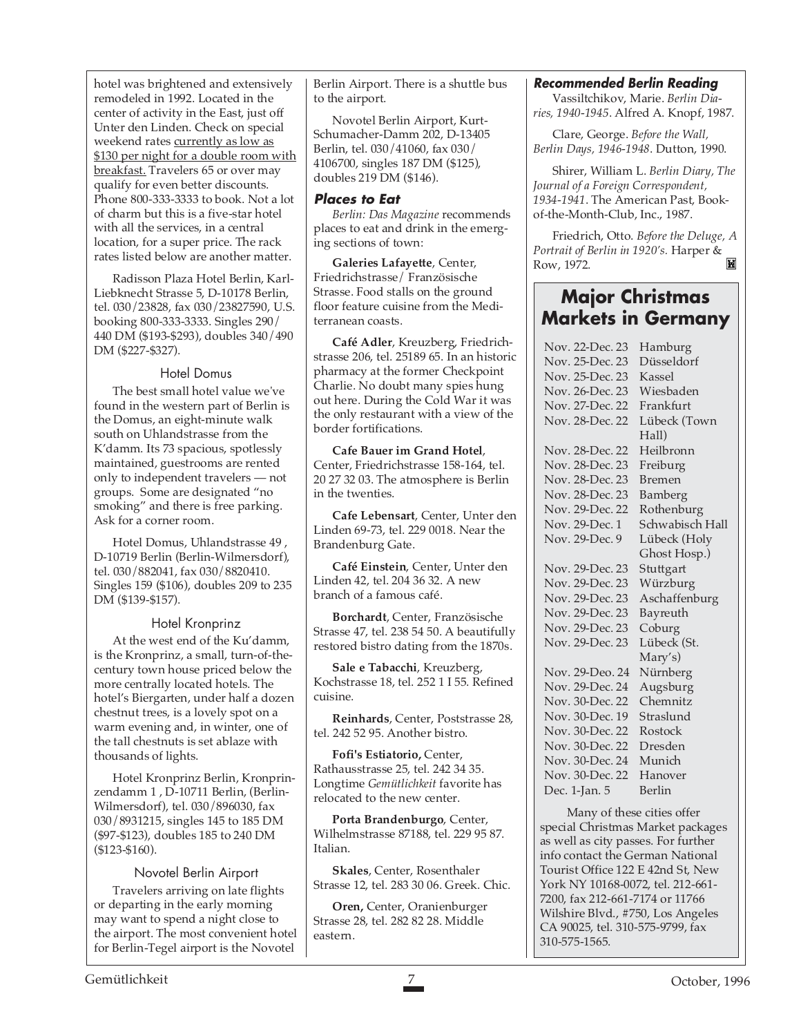hotel was brightened and extensively remodeled in 1992. Located in the center of activity in the East, just off Unter den Linden. Check on special weekend rates currently as low as $130 per night for a double room with breakfast. Travelers 65 or over may qualify for even better discounts. Phone 800-333-3333 to book. Not a lot of charm but this is a five-star hotel with all the services, in a central location, for a super price. The rack rates listed below are another matter.

Radisson Plaza Hotel Berlin, Karl-Liebknecht Strasse 5, D-10178 Berlin, tel. 030/23828, fax 030/23827590, U.S. booking 800-333-3333. Singles 290/440 DM ($193-$293), doubles 340/490 DM ($227-$327).

### Hotel Domus

The best small hotel value we've found in the western part of Berlin is the Domus, an eight-minute walk south on Uhlandstrasse from the K'damm. Its 73 spacious, spotlessly maintained, guestrooms are rented only to independent travelers — not groups. Some are designated "no smoking" and there is free parking. Ask for a corner room.

Hotel Domus, Uhlandstrasse 49 , D-10719 Berlin (Berlin-Wilmersdorf), tel. 030/882041, fax 030/8820410. Singles 159 ($106), doubles 209 to 235 DM ($139-$157).

### Hotel Kronprinz

At the west end of the Ku'damm, is the Kronprinz, a small, turn-of-the-century town house priced below the more centrally located hotels. The hotel's Biergarten, under half a dozen chestnut trees, is a lovely spot on a warm evening and, in winter, one of the tall chestnuts is set ablaze with thousands of lights.

Hotel Kronprinz Berlin, Kronprinzendamm 1 , D-10711 Berlin, (Berlin-Wilmersdorf), tel. 030/896030, fax 030/8931215, singles 145 to 185 DM ($97-$123), doubles 185 to 240 DM ($123-$160).

### Novotel Berlin Airport

Travelers arriving on late flights or departing in the early morning may want to spend a night close to the airport. The most convenient hotel for Berlin-Tegel airport is the Novotel Berlin Airport. There is a shuttle bus to the airport.

Novotel Berlin Airport, Kurt-Schumacher-Damm 202, D-13405 Berlin, tel. 030/41060, fax 030/4106700, singles 187 DM ($125), doubles 219 DM ($146).

### Places to Eat

*Berlin: Das Magazine* recommends places to eat and drink in the emerging sections of town:

**Galeries Lafayette**, Center, Friedrichstrasse/ Französische Strasse. Food stalls on the ground floor feature cuisine from the Mediterranean coasts.

**Café Adler**, Kreuzberg, Friedrichstrasse 206, tel. 25189 65. In an historic pharmacy at the former Checkpoint Charlie. No doubt many spies hung out here. During the Cold War it was the only restaurant with a view of the border fortifications.

**Cafe Bauer im Grand Hotel**, Center, Friedrichstrasse 158-164, tel. 20 27 32 03. The atmosphere is Berlin in the twenties.

**Cafe Lebensart**, Center, Unter den Linden 69-73, tel. 229 0018. Near the Brandenburg Gate.

**Café Einstein**, Center, Unter den Linden 42, tel. 204 36 32. A new branch of a famous café.

**Borchardt**, Center, Französische Strasse 47, tel. 238 54 50. A beautifully restored bistro dating from the 1870s.

**Sale e Tabacchi**, Kreuzberg, Kochstrasse 18, tel. 252 1 I 55. Refined cuisine.

**Reinhards**, Center, Poststrasse 28, tel. 242 52 95. Another bistro.

**Fofi's Estiatorio,** Center, Rathausstrasse 25, tel. 242 34 35. Longtime *Gemütlichkeit* favorite has relocated to the new center.

**Porta Brandenburgo**, Center, Wilhelmstrasse 87188, tel. 229 95 87. Italian.

**Skales**, Center, Rosenthaler Strasse 12, tel. 283 30 06. Greek. Chic.

**Oren,** Center, Oranienburger Strasse 28, tel. 282 82 28. Middle eastern.

### Recommended Berlin Reading

Vassiltchikov, Marie. *Berlin Diaries, 1940-1945*. Alfred A. Knopf, 1987.

Clare, George. *Before the Wall, Berlin Days, 1946-1948*. Dutton, 1990.

Shirer, William L. *Berlin Diary, The Journal of a Foreign Correspondent, 1934-1941*. The American Past, Book-of-the-Month-Club, Inc., 1987.

Friedrich, Otto. *Before the Deluge, A Portrait of Berlin in 1920's.* Harper & Row, 1972.

## Major Christmas Markets in Germany

| Dates | City |
|---|---|
| Nov. 22-Dec. 23 | Hamburg |
| Nov. 25-Dec. 23 | Düsseldorf |
| Nov. 25-Dec. 23 | Kassel |
| Nov. 26-Dec. 23 | Wiesbaden |
| Nov. 27-Dec. 22 | Frankfurt |
| Nov. 28-Dec. 22 | Lübeck (Town Hall) |
| Nov. 28-Dec. 22 | Heilbronn |
| Nov. 28-Dec. 23 | Freiburg |
| Nov. 28-Dec. 23 | Bremen |
| Nov. 28-Dec. 23 | Bamberg |
| Nov. 29-Dec. 22 | Rothenburg |
| Nov. 29-Dec. 1 | Schwabisch Hall |
| Nov. 29-Dec. 9 | Lübeck (Holy Ghost Hosp.) |
| Nov. 29-Dec. 23 | Stuttgart |
| Nov. 29-Dec. 23 | Würzburg |
| Nov. 29-Dec. 23 | Aschaffenburg |
| Nov. 29-Dec. 23 | Bayreuth |
| Nov. 29-Dec. 23 | Coburg |
| Nov. 29-Dec. 23 | Lübeck (St. Mary's) |
| Nov. 29-Deo. 24 | Nürnberg |
| Nov. 29-Dec. 24 | Augsburg |
| Nov. 30-Dec. 22 | Chemnitz |
| Nov. 30-Dec. 19 | Straslund |
| Nov. 30-Dec. 22 | Rostock |
| Nov. 30-Dec. 22 | Dresden |
| Nov. 30-Dec. 24 | Munich |
| Nov. 30-Dec. 22 | Hanover |
| Dec. 1-Jan. 5 | Berlin |

Many of these cities offer special Christmas Market packages as well as city passes. For further info contact the German National Tourist Office 122 E 42nd St, New York NY 10168-0072, tel. 212-661-7200, fax 212-661-7174 or 11766 Wilshire Blvd., #750, Los Angeles CA 90025, tel. 310-575-9799, fax 310-575-1565.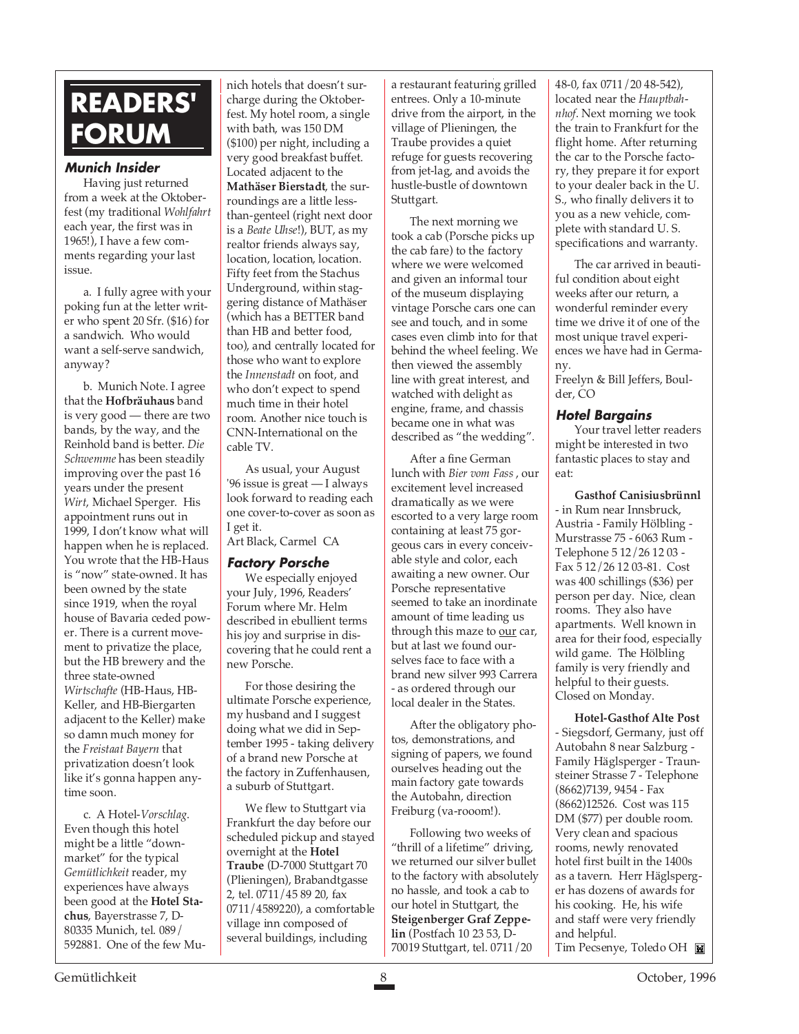# READERS' FORUM

### Munich Insider

Having just returned from a week at the Oktoberfest (my traditional *Wohlfahrt* each year, the first was in 1965!), I have a few comments regarding your last issue.

a. I fully agree with your poking fun at the letter writer who spent 20 Sfr. ($16) for a sandwich. Who would want a self-serve sandwich, anyway?

b. Munich Note. I agree that the **Hofbräuhaus** band is very good — there are two bands, by the way, and the Reinhold band is better. *Die Schwemme* has been steadily improving over the past 16 years under the present *Wirt*, Michael Sperger. His appointment runs out in 1999, I don't know what will happen when he is replaced. You wrote that the HB-Haus is "now" state-owned. It has been owned by the state since 1919, when the royal house of Bavaria ceded power. There is a current movement to privatize the place, but the HB brewery and the three state-owned *Wirtschafte* (HB-Haus, HB-Keller, and HB-Biergarten adjacent to the Keller) make so damn much money for the *Freistaat Bayern* that privatization doesn't look like it's gonna happen anytime soon.

c. A Hotel-*Vorschlag*. Even though this hotel might be a little "downmarket" for the typical *Gemütlichkeit* reader, my experiences have always been good at the **Hotel Stachus**, Bayerstrasse 7, D-80335 Munich, tel. 089/592881. One of the few Munich hotels that doesn't surcharge during the Oktoberfest. My hotel room, a single with bath, was 150 DM ($100) per night, including a very good breakfast buffet. Located adjacent to the **Mathäser Bierstadt**, the surroundings are a little less-than-genteel (right next door is a *Beate Uhse*!), BUT, as my realtor friends always say, location, location, location. Fifty feet from the Stachus Underground, within staggering distance of Mathäser (which has a BETTER band than HB and better food, too), and centrally located for those who want to explore the *Innenstadt* on foot, and who don't expect to spend much time in their hotel room. Another nice touch is CNN-International on the cable TV.

As usual, your August '96 issue is great — I always look forward to reading each one cover-to-cover as soon as I get it.

Art Black, Carmel CA

### Factory Porsche

We especially enjoyed your July, 1996, Readers' Forum where Mr. Helm described in ebullient terms his joy and surprise in discovering that he could rent a new Porsche.

For those desiring the ultimate Porsche experience, my husband and I suggest doing what we did in September 1995 - taking delivery of a brand new Porsche at the factory in Zuffenhausen, a suburb of Stuttgart.

We flew to Stuttgart via Frankfurt the day before our scheduled pickup and stayed overnight at the **Hotel Traube** (D-7000 Stuttgart 70 (Plieningen), Brabandtgasse 2, tel. 0711/45 89 20, fax 0711/4589220), a comfortable village inn composed of several buildings, including a restaurant featuring grilled entrees. Only a 10-minute drive from the airport, in the village of Plieningen, the Traube provides a quiet refuge for guests recovering from jet-lag, and avoids the hustle-bustle of downtown Stuttgart.

The next morning we took a cab (Porsche picks up the cab fare) to the factory where we were welcomed and given an informal tour of the museum displaying vintage Porsche cars one can see and touch, and in some cases even climb into for that behind the wheel feeling. We then viewed the assembly line with great interest, and watched with delight as engine, frame, and chassis became one in what was described as "the wedding".

After a fine German lunch with *Bier vom Fass*, our excitement level increased dramatically as we were escorted to a very large room containing at least 75 gorgeous cars in every conceivable style and color, each awaiting a new owner. Our Porsche representative seemed to take an inordinate amount of time leading us through this maze to <u>our</u> car, but at last we found ourselves face to face with a brand new silver 993 Carrera - as ordered through our local dealer in the States.

After the obligatory photos, demonstrations, and signing of papers, we found ourselves heading out the main factory gate towards the Autobahn, direction Freiburg (va-rooom!).

Following two weeks of "thrill of a lifetime" driving, we returned our silver bullet to the factory with absolutely no hassle, and took a cab to our hotel in Stuttgart, the **Steigenberger Graf Zeppelin** (Postfach 10 23 53, D-70019 Stuttgart, tel. 0711/20 48-0, fax 0711/20 48-542), located near the *Hauptbahnhof*. Next morning we took the train to Frankfurt for the flight home. After returning the car to the Porsche factory, they prepare it for export to your dealer back in the U. S., who finally delivers it to you as a new vehicle, complete with standard U. S. specifications and warranty.

The car arrived in beautiful condition about eight weeks after our return, a wonderful reminder every time we drive it of one of the most unique travel experiences we have had in Germany.

Freelyn & Bill Jeffers, Boulder, CO

### Hotel Bargains

Your travel letter readers might be interested in two fantastic places to stay and eat:

**Gasthof Canisiusbrünnl** - in Rum near Innsbruck, Austria - Family Hölbling - Murstrasse 75 - 6063 Rum - Telephone 5 12/26 12 03 - Fax 5 12/26 12 03-81. Cost was 400 schillings ($36) per person per day. Nice, clean rooms. They also have apartments. Well known in area for their food, especially wild game. The Hölbling family is very friendly and helpful to their guests. Closed on Monday.

**Hotel-Gasthof Alte Post** - Siegsdorf, Germany, just off Autobahn 8 near Salzburg - Family Häglsperger - Traunsteiner Strasse 7 - Telephone (8662)7139, 9454 - Fax (8662)12526. Cost was 115 DM ($77) per double room. Very clean and spacious rooms, newly renovated hotel first built in the 1400s as a tavern. Herr Häglsperger has dozens of awards for his cooking. He, his wife and staff were very friendly and helpful.

Tim Pecsenye, Toledo OH